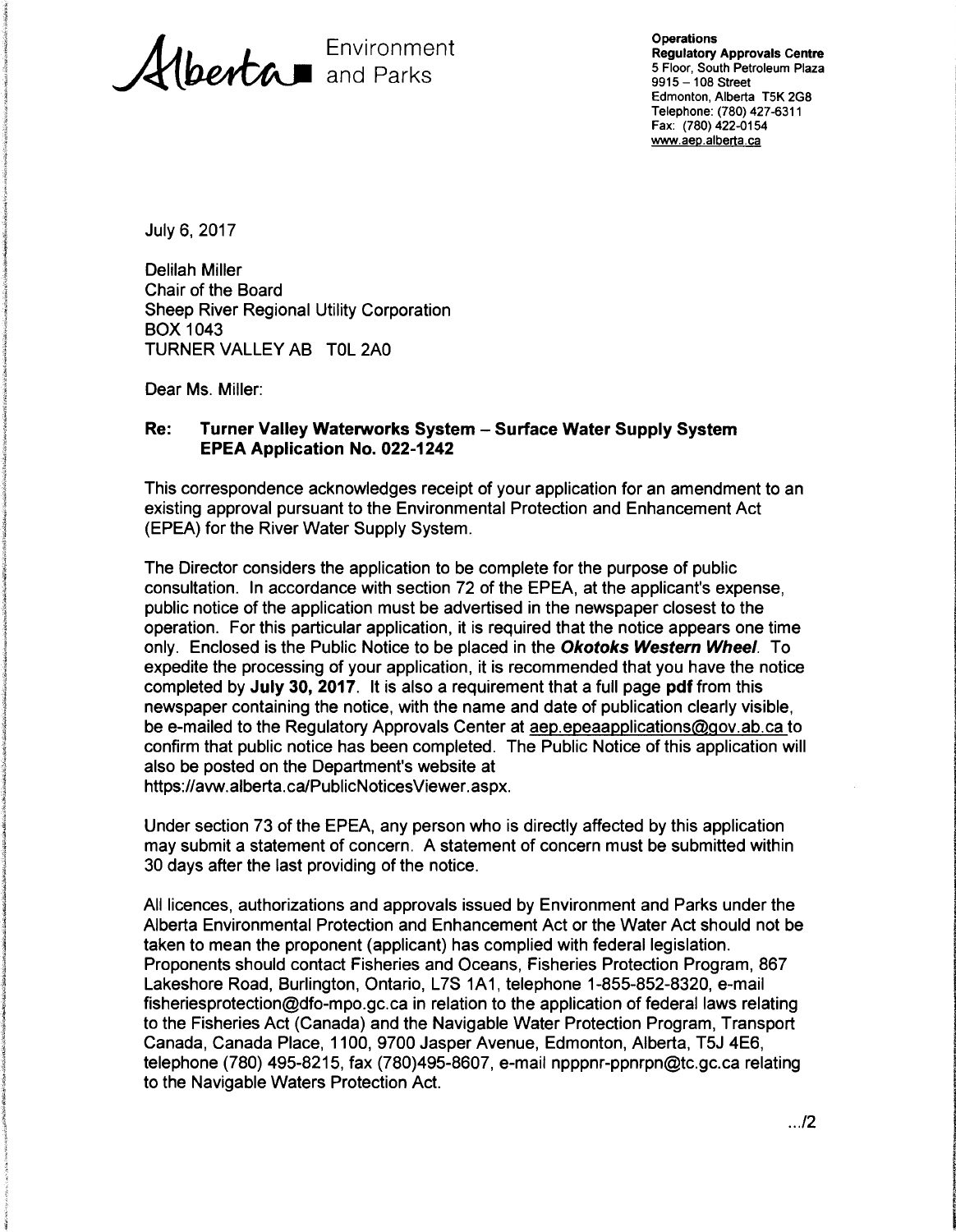Alberta Environment and Parks

**Operations**
**Regulatory Approvals Centre**
5 Floor, South Petroleum Plaza
9915 – 108 Street
Edmonton, Alberta T5K 2G8
Telephone: (780) 427-6311
Fax: (780) 422-0154
www.aep.alberta.ca

July 6, 2017

Delilah Miller
Chair of the Board
Sheep River Regional Utility Corporation
BOX 1043
TURNER VALLEY AB T0L 2A0

Dear Ms. Miller:

**Re: Turner Valley Waterworks System – Surface Water Supply System EPEA Application No. 022-1242**

This correspondence acknowledges receipt of your application for an amendment to an existing approval pursuant to the Environmental Protection and Enhancement Act (EPEA) for the River Water Supply System.

The Director considers the application to be complete for the purpose of public consultation. In accordance with section 72 of the EPEA, at the applicant's expense, public notice of the application must be advertised in the newspaper closest to the operation. For this particular application, it is required that the notice appears one time only. Enclosed is the Public Notice to be placed in the ***Okotoks Western Wheel***. To expedite the processing of your application, it is recommended that you have the notice completed by **July 30, 2017**. It is also a requirement that a full page **pdf** from this newspaper containing the notice, with the name and date of publication clearly visible, be e-mailed to the Regulatory Approvals Center at aep.epeaapplications@gov.ab.ca to confirm that public notice has been completed. The Public Notice of this application will also be posted on the Department's website at https://avw.alberta.ca/PublicNoticesViewer.aspx.

Under section 73 of the EPEA, any person who is directly affected by this application may submit a statement of concern. A statement of concern must be submitted within 30 days after the last providing of the notice.

All licences, authorizations and approvals issued by Environment and Parks under the Alberta Environmental Protection and Enhancement Act or the Water Act should not be taken to mean the proponent (applicant) has complied with federal legislation. Proponents should contact Fisheries and Oceans, Fisheries Protection Program, 867 Lakeshore Road, Burlington, Ontario, L7S 1A1, telephone 1-855-852-8320, e-mail fisheriesprotection@dfo-mpo.gc.ca in relation to the application of federal laws relating to the Fisheries Act (Canada) and the Navigable Water Protection Program, Transport Canada, Canada Place, 1100, 9700 Jasper Avenue, Edmonton, Alberta, T5J 4E6, telephone (780) 495-8215, fax (780)495-8607, e-mail npppnr-ppnrpn@tc.gc.ca relating to the Navigable Waters Protection Act.

.../2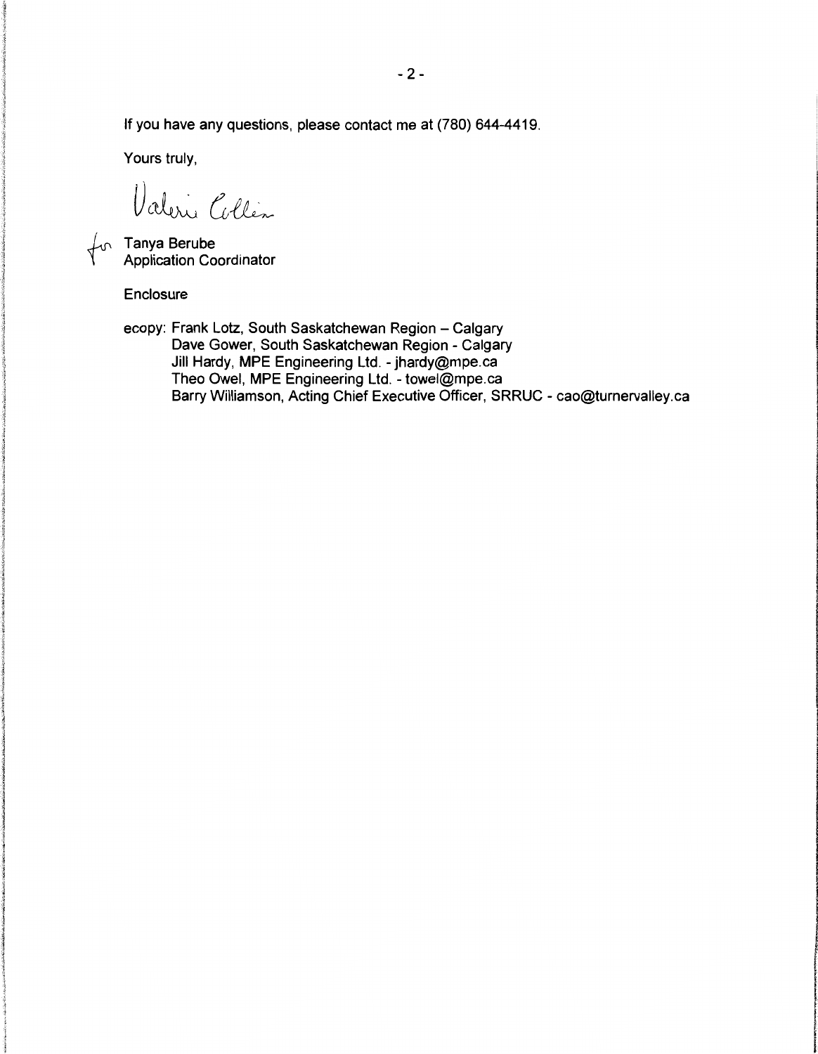If you have any questions, please contact me at (780) 644-4419.

Yours truly,

Valerie Collin

for Tanya Berube
Application Coordinator

Enclosure

ecopy: Frank Lotz, South Saskatchewan Region – Calgary
Dave Gower, South Saskatchewan Region - Calgary
Jill Hardy, MPE Engineering Ltd. - jhardy@mpe.ca
Theo Owel, MPE Engineering Ltd. - towel@mpe.ca
Barry Williamson, Acting Chief Executive Officer, SRRUC - cao@turnervalley.ca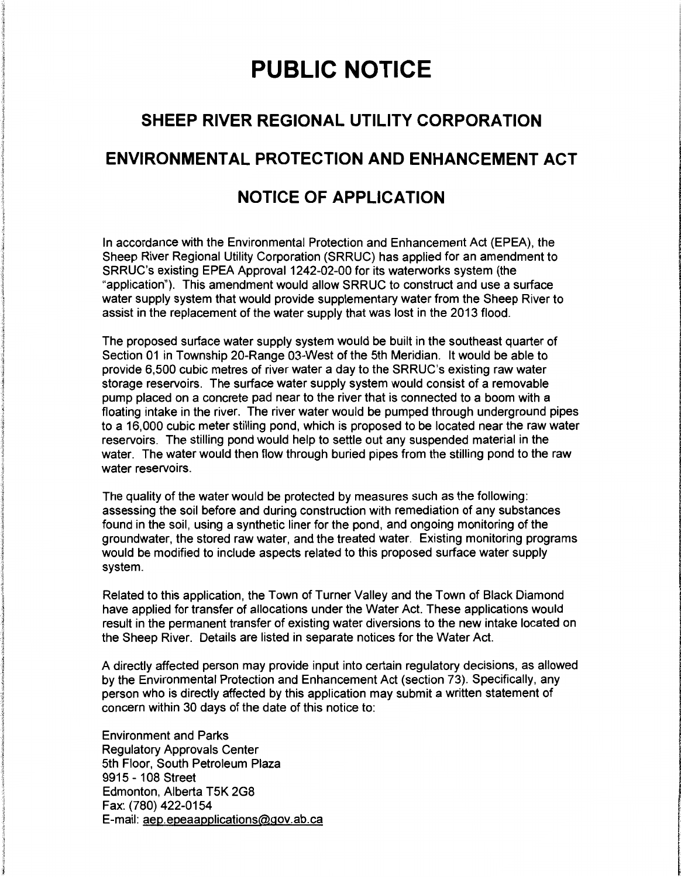# PUBLIC NOTICE

## SHEEP RIVER REGIONAL UTILITY CORPORATION

## ENVIRONMENTAL PROTECTION AND ENHANCEMENT ACT

## NOTICE OF APPLICATION

In accordance with the Environmental Protection and Enhancement Act (EPEA), the Sheep River Regional Utility Corporation (SRRUC) has applied for an amendment to SRRUC's existing EPEA Approval 1242-02-00 for its waterworks system (the "application"). This amendment would allow SRRUC to construct and use a surface water supply system that would provide supplementary water from the Sheep River to assist in the replacement of the water supply that was lost in the 2013 flood.

The proposed surface water supply system would be built in the southeast quarter of Section 01 in Township 20-Range 03-West of the 5th Meridian. It would be able to provide 6,500 cubic metres of river water a day to the SRRUC's existing raw water storage reservoirs. The surface water supply system would consist of a removable pump placed on a concrete pad near to the river that is connected to a boom with a floating intake in the river. The river water would be pumped through underground pipes to a 16,000 cubic meter stilling pond, which is proposed to be located near the raw water reservoirs. The stilling pond would help to settle out any suspended material in the water. The water would then flow through buried pipes from the stilling pond to the raw water reservoirs.

The quality of the water would be protected by measures such as the following: assessing the soil before and during construction with remediation of any substances found in the soil, using a synthetic liner for the pond, and ongoing monitoring of the groundwater, the stored raw water, and the treated water. Existing monitoring programs would be modified to include aspects related to this proposed surface water supply system.

Related to this application, the Town of Turner Valley and the Town of Black Diamond have applied for transfer of allocations under the Water Act. These applications would result in the permanent transfer of existing water diversions to the new intake located on the Sheep River. Details are listed in separate notices for the Water Act.

A directly affected person may provide input into certain regulatory decisions, as allowed by the Environmental Protection and Enhancement Act (section 73). Specifically, any person who is directly affected by this application may submit a written statement of concern within 30 days of the date of this notice to:

Environment and Parks
Regulatory Approvals Center
5th Floor, South Petroleum Plaza
9915 - 108 Street
Edmonton, Alberta T5K 2G8
Fax: (780) 422-0154
E-mail: aep.epeaapplications@gov.ab.ca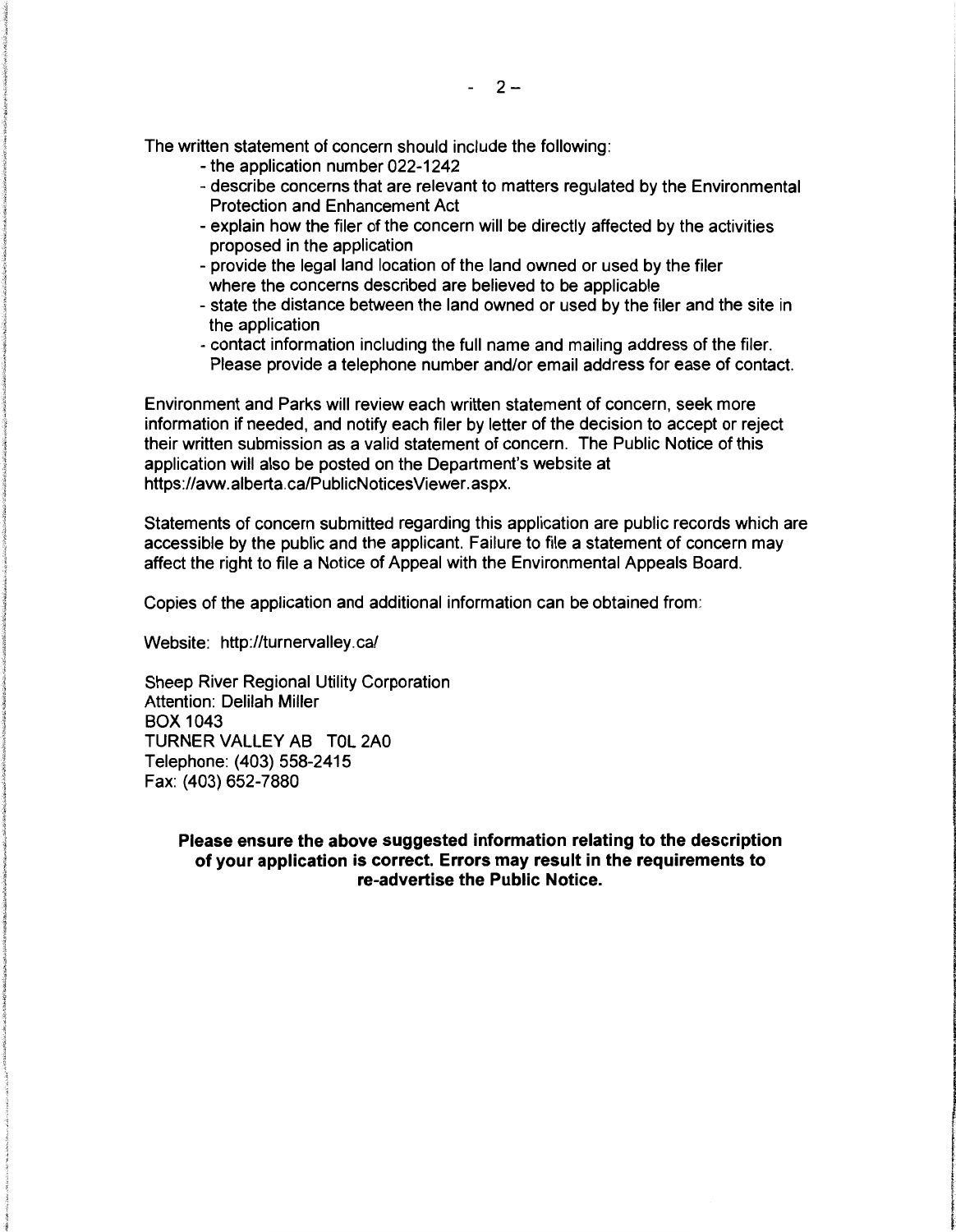The written statement of concern should include the following:

- the application number 022-1242
- describe concerns that are relevant to matters regulated by the Environmental Protection and Enhancement Act
- explain how the filer of the concern will be directly affected by the activities proposed in the application
- provide the legal land location of the land owned or used by the filer where the concerns described are believed to be applicable
- state the distance between the land owned or used by the filer and the site in the application
- contact information including the full name and mailing address of the filer. Please provide a telephone number and/or email address for ease of contact.

Environment and Parks will review each written statement of concern, seek more information if needed, and notify each filer by letter of the decision to accept or reject their written submission as a valid statement of concern. The Public Notice of this application will also be posted on the Department's website at https://avw.alberta.ca/PublicNoticesViewer.aspx.

Statements of concern submitted regarding this application are public records which are accessible by the public and the applicant. Failure to file a statement of concern may affect the right to file a Notice of Appeal with the Environmental Appeals Board.

Copies of the application and additional information can be obtained from:

Website: http://turnervalley.ca/

Sheep River Regional Utility Corporation
Attention: Delilah Miller
BOX 1043
TURNER VALLEY AB T0L 2A0
Telephone: (403) 558-2415
Fax: (403) 652-7880

**Please ensure the above suggested information relating to the description of your application is correct. Errors may result in the requirements to re-advertise the Public Notice.**